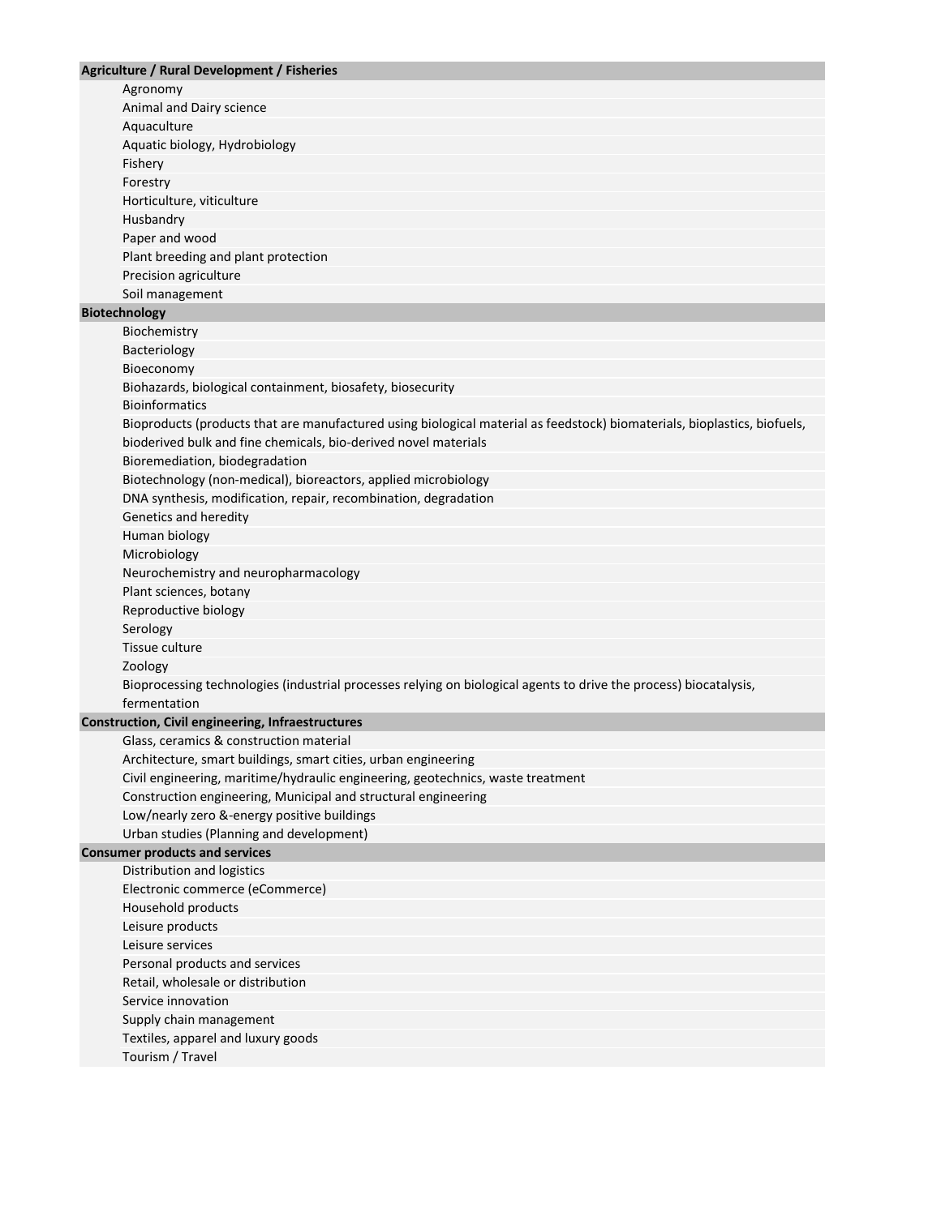**Agriculture / Rural Development / Fisheries**

- Agronomy
- Animal and Dairy science
- Aquaculture
- Aquatic biology, Hydrobiology
- Fishery
- Forestry
- Horticulture, viticulture
- Husbandry
- Paper and wood
- Plant breeding and plant protection
- Precision agriculture
- Soil management

**Biotechnology**

- Biochemistry
- Bacteriology
- Bioeconomy
- Biohazards, biological containment, biosafety, biosecurity
- Bioinformatics
- Bioproducts (products that are manufactured using biological material as feedstock) biomaterials, bioplastics, biofuels, bioderived bulk and fine chemicals, bio-derived novel materials
- Bioremediation, biodegradation
- Biotechnology (non-medical), bioreactors, applied microbiology
- DNA synthesis, modification, repair, recombination, degradation
- Genetics and heredity
- Human biology
- Microbiology
- Neurochemistry and neuropharmacology
- Plant sciences, botany
- Reproductive biology
- Serology
- Tissue culture
- Zoology
- Bioprocessing technologies (industrial processes relying on biological agents to drive the process) biocatalysis, fermentation

**Construction, Civil engineering, Infraestructures**

- Glass, ceramics & construction material
- Architecture, smart buildings, smart cities, urban engineering
- Civil engineering, maritime/hydraulic engineering, geotechnics, waste treatment
- Construction engineering, Municipal and structural engineering
- Low/nearly zero &-energy positive buildings
- Urban studies (Planning and development)

**Consumer products and services**

- Distribution and logistics
- Electronic commerce (eCommerce)
- Household products
- Leisure products
- Leisure services
- Personal products and services
- Retail, wholesale or distribution
- Service innovation
- Supply chain management
- Textiles, apparel and luxury goods
- Tourism / Travel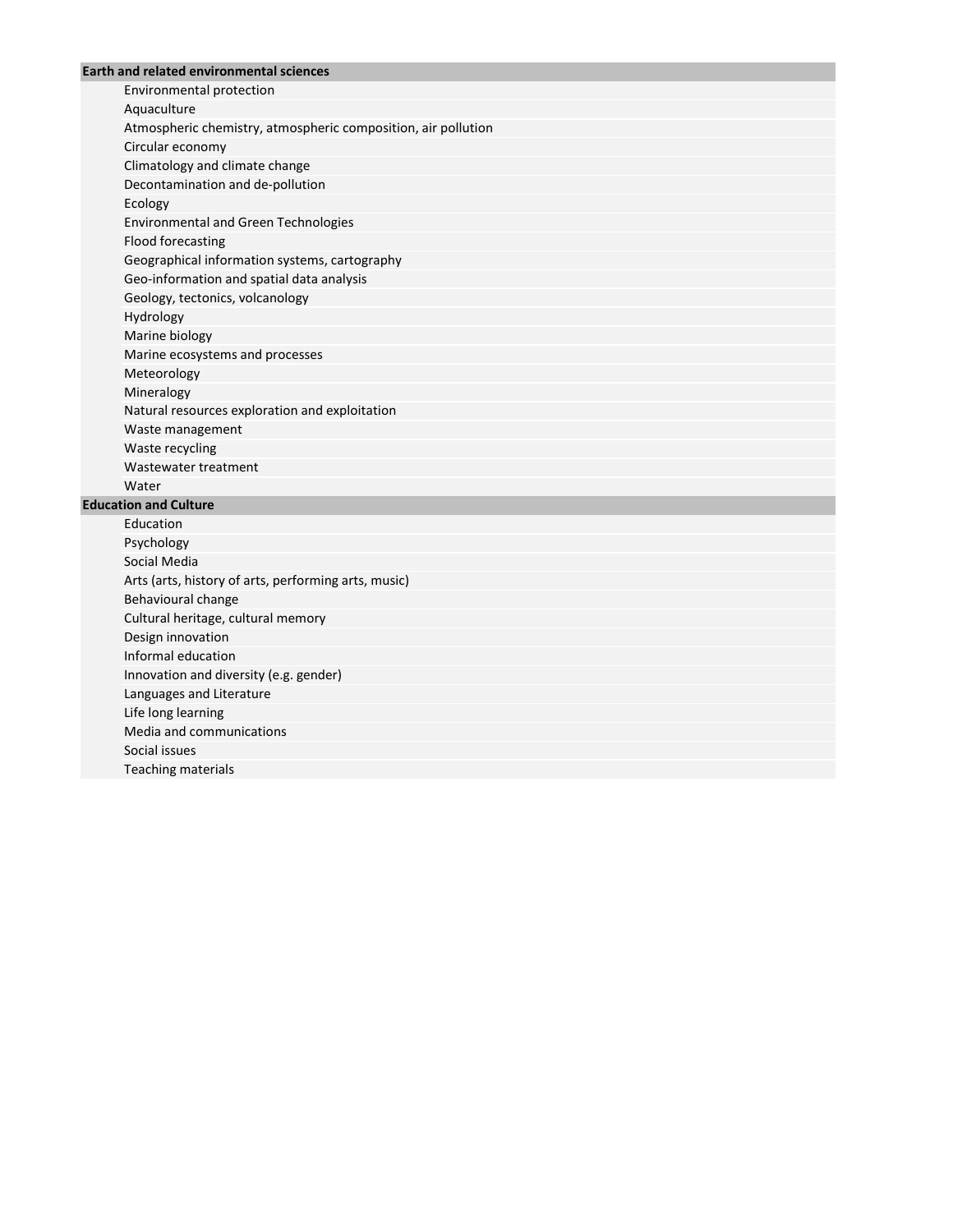## Earth and related environmental sciences

- Environmental protection
- Aquaculture
- Atmospheric chemistry, atmospheric composition, air pollution
- Circular economy
- Climatology and climate change
- Decontamination and de-pollution
- Ecology
- Environmental and Green Technologies
- Flood forecasting
- Geographical information systems, cartography
- Geo-information and spatial data analysis
- Geology, tectonics, volcanology
- Hydrology
- Marine biology
- Marine ecosystems and processes
- Meteorology
- Mineralogy
- Natural resources exploration and exploitation
- Waste management
- Waste recycling
- Wastewater treatment
- Water

## Education and Culture

- Education
- Psychology
- Social Media
- Arts (arts, history of arts, performing arts, music)
- Behavioural change
- Cultural heritage, cultural memory
- Design innovation
- Informal education
- Innovation and diversity (e.g. gender)
- Languages and Literature
- Life long learning
- Media and communications
- Social issues
- Teaching materials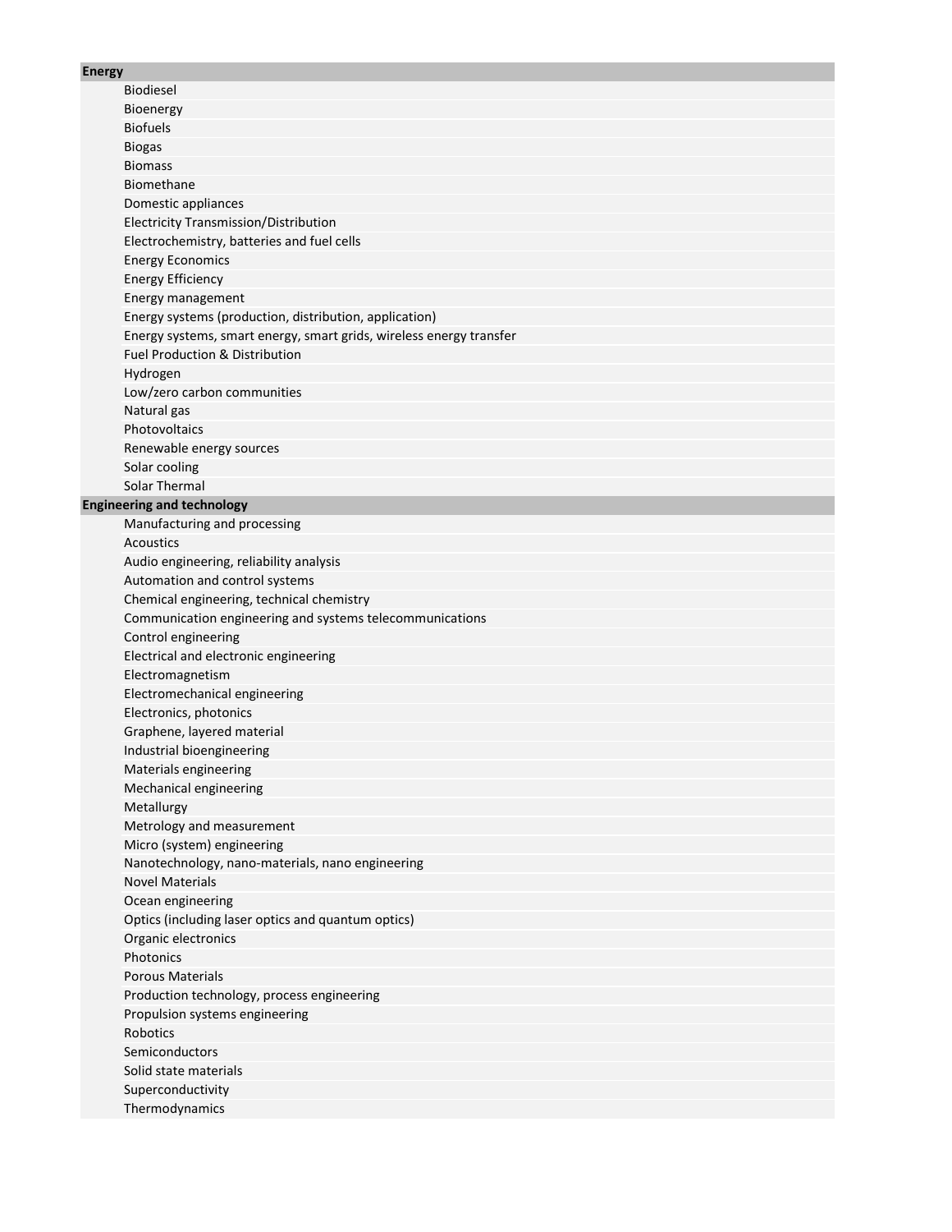## Energy

- Biodiesel
- Bioenergy
- Biofuels
- Biogas
- Biomass
- Biomethane
- Domestic appliances
- Electricity Transmission/Distribution
- Electrochemistry, batteries and fuel cells
- Energy Economics
- Energy Efficiency
- Energy management
- Energy systems (production, distribution, application)
- Energy systems, smart energy, smart grids, wireless energy transfer
- Fuel Production & Distribution
- Hydrogen
- Low/zero carbon communities
- Natural gas
- Photovoltaics
- Renewable energy sources
- Solar cooling
- Solar Thermal

## Engineering and technology

- Manufacturing and processing
- Acoustics
- Audio engineering, reliability analysis
- Automation and control systems
- Chemical engineering, technical chemistry
- Communication engineering and systems telecommunications
- Control engineering
- Electrical and electronic engineering
- Electromagnetism
- Electromechanical engineering
- Electronics, photonics
- Graphene, layered material
- Industrial bioengineering
- Materials engineering
- Mechanical engineering
- Metallurgy
- Metrology and measurement
- Micro (system) engineering
- Nanotechnology, nano-materials, nano engineering
- Novel Materials
- Ocean engineering
- Optics (including laser optics and quantum optics)
- Organic electronics
- Photonics
- Porous Materials
- Production technology, process engineering
- Propulsion systems engineering
- Robotics
- Semiconductors
- Solid state materials
- Superconductivity
- Thermodynamics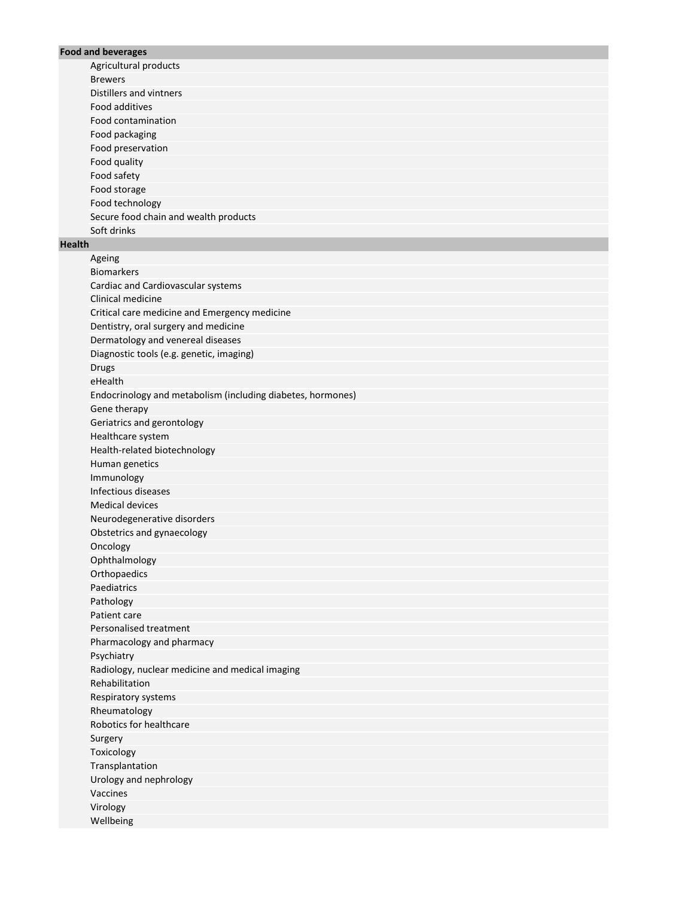**Food and beverages**

- Agricultural products
- Brewers
- Distillers and vintners
- Food additives
- Food contamination
- Food packaging
- Food preservation
- Food quality
- Food safety
- Food storage
- Food technology
- Secure food chain and wealth products
- Soft drinks

**Health**

- Ageing
- Biomarkers
- Cardiac and Cardiovascular systems
- Clinical medicine
- Critical care medicine and Emergency medicine
- Dentistry, oral surgery and medicine
- Dermatology and venereal diseases
- Diagnostic tools (e.g. genetic, imaging)
- Drugs
- eHealth
- Endocrinology and metabolism (including diabetes, hormones)
- Gene therapy
- Geriatrics and gerontology
- Healthcare system
- Health-related biotechnology
- Human genetics
- Immunology
- Infectious diseases
- Medical devices
- Neurodegenerative disorders
- Obstetrics and gynaecology
- Oncology
- Ophthalmology
- Orthopaedics
- Paediatrics
- Pathology
- Patient care
- Personalised treatment
- Pharmacology and pharmacy
- Psychiatry
- Radiology, nuclear medicine and medical imaging
- Rehabilitation
- Respiratory systems
- Rheumatology
- Robotics for healthcare
- Surgery
- Toxicology
- Transplantation
- Urology and nephrology
- Vaccines
- Virology
- Wellbeing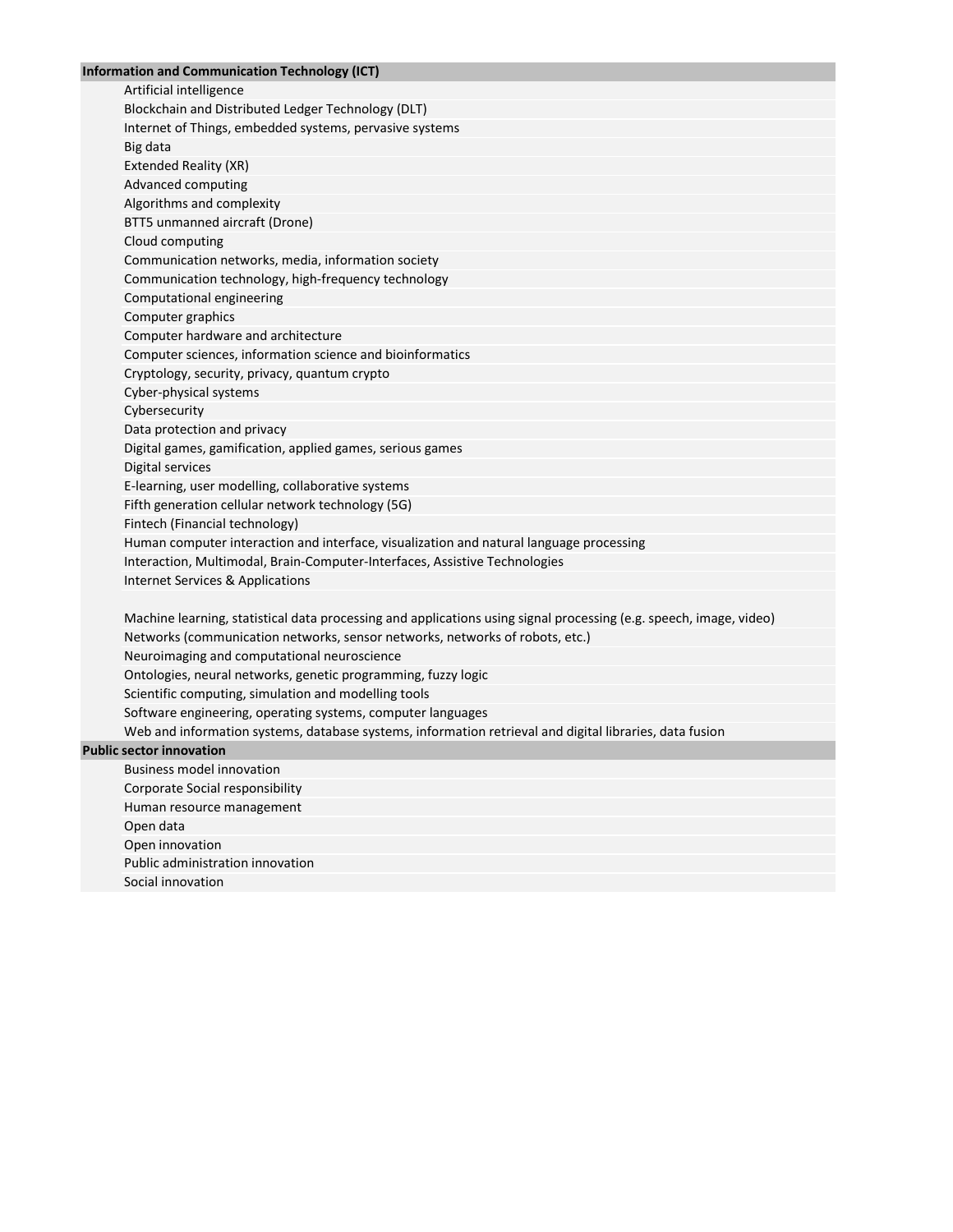**Information and Communication Technology (ICT)**

- Artificial intelligence
- Blockchain and Distributed Ledger Technology (DLT)
- Internet of Things, embedded systems, pervasive systems
- Big data
- Extended Reality (XR)
- Advanced computing
- Algorithms and complexity
- BTT5 unmanned aircraft (Drone)
- Cloud computing
- Communication networks, media, information society
- Communication technology, high-frequency technology
- Computational engineering
- Computer graphics
- Computer hardware and architecture
- Computer sciences, information science and bioinformatics
- Cryptology, security, privacy, quantum crypto
- Cyber-physical systems
- Cybersecurity
- Data protection and privacy
- Digital games, gamification, applied games, serious games
- Digital services
- E-learning, user modelling, collaborative systems
- Fifth generation cellular network technology (5G)
- Fintech (Financial technology)
- Human computer interaction and interface, visualization and natural language processing
- Interaction, Multimodal, Brain-Computer-Interfaces, Assistive Technologies
- Internet Services & Applications
- Machine learning, statistical data processing and applications using signal processing (e.g. speech, image, video)
- Networks (communication networks, sensor networks, networks of robots, etc.)
- Neuroimaging and computational neuroscience
- Ontologies, neural networks, genetic programming, fuzzy logic
- Scientific computing, simulation and modelling tools
- Software engineering, operating systems, computer languages
- Web and information systems, database systems, information retrieval and digital libraries, data fusion

**Public sector innovation**

- Business model innovation
- Corporate Social responsibility
- Human resource management
- Open data
- Open innovation
- Public administration innovation
- Social innovation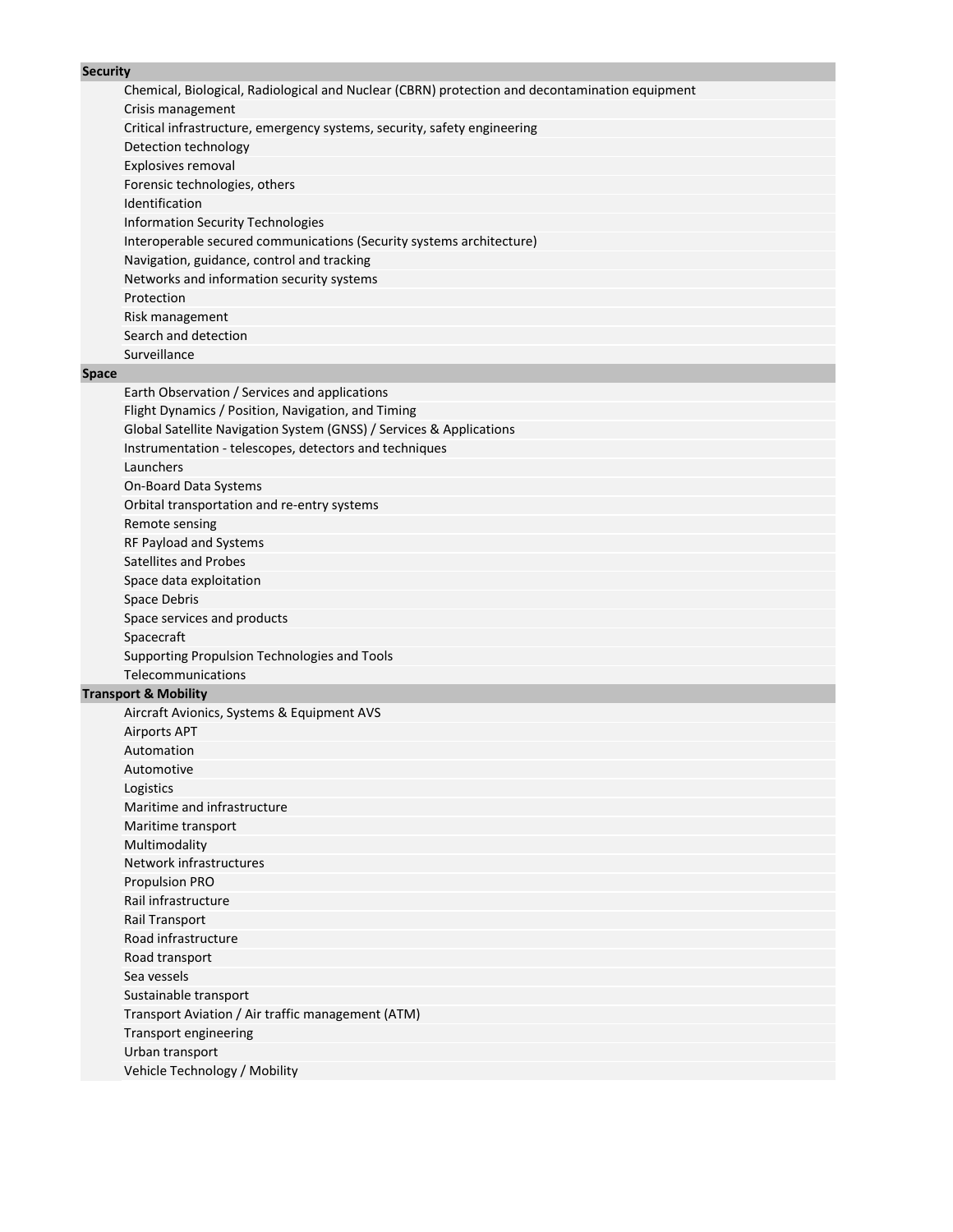| | |
|---|---|
| **Security** | |
| | Chemical, Biological, Radiological and Nuclear (CBRN) protection and decontamination equipment |
| | Crisis management |
| | Critical infrastructure, emergency systems, security, safety engineering |
| | Detection technology |
| | Explosives removal |
| | Forensic technologies, others |
| | Identification |
| | Information Security Technologies |
| | Interoperable secured communications (Security systems architecture) |
| | Navigation, guidance, control and tracking |
| | Networks and information security systems |
| | Protection |
| | Risk management |
| | Search and detection |
| | Surveillance |
| **Space** | |
| | Earth Observation / Services and applications |
| | Flight Dynamics / Position, Navigation, and Timing |
| | Global Satellite Navigation System (GNSS) / Services & Applications |
| | Instrumentation - telescopes, detectors and techniques |
| | Launchers |
| | On-Board Data Systems |
| | Orbital transportation and re-entry systems |
| | Remote sensing |
| | RF Payload and Systems |
| | Satellites and Probes |
| | Space data exploitation |
| | Space Debris |
| | Space services and products |
| | Spacecraft |
| | Supporting Propulsion Technologies and Tools |
| | Telecommunications |
| **Transport & Mobility** | |
| | Aircraft Avionics, Systems & Equipment AVS |
| | Airports APT |
| | Automation |
| | Automotive |
| | Logistics |
| | Maritime and infrastructure |
| | Maritime transport |
| | Multimodality |
| | Network infrastructures |
| | Propulsion PRO |
| | Rail infrastructure |
| | Rail Transport |
| | Road infrastructure |
| | Road transport |
| | Sea vessels |
| | Sustainable transport |
| | Transport Aviation / Air traffic management (ATM) |
| | Transport engineering |
| | Urban transport |
| | Vehicle Technology / Mobility |